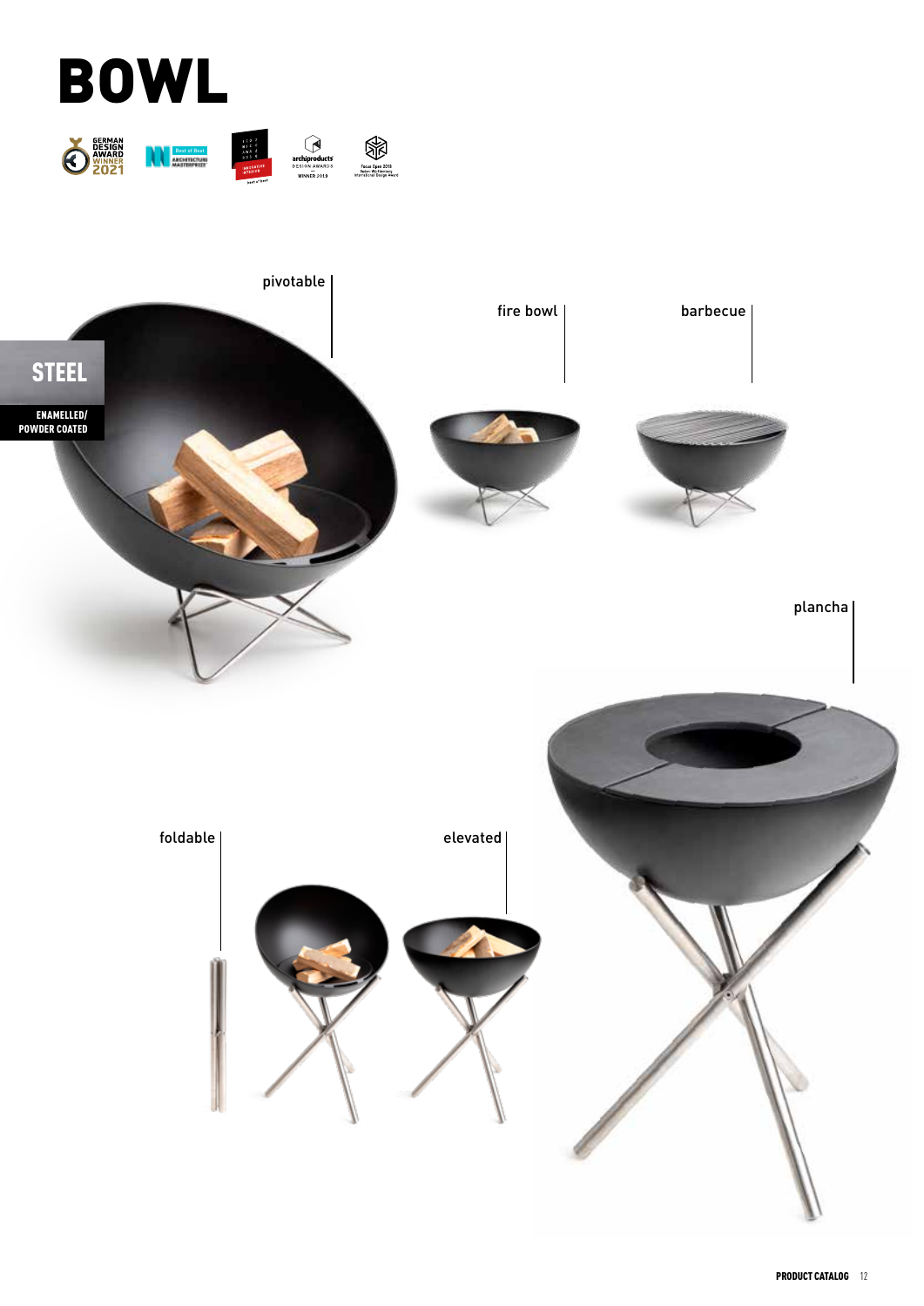# BOWL

## STEEL

**ENAMELLED/ POWDER COATED**

pivotable

fire bowl

barbecue

plancha

foldable

elevated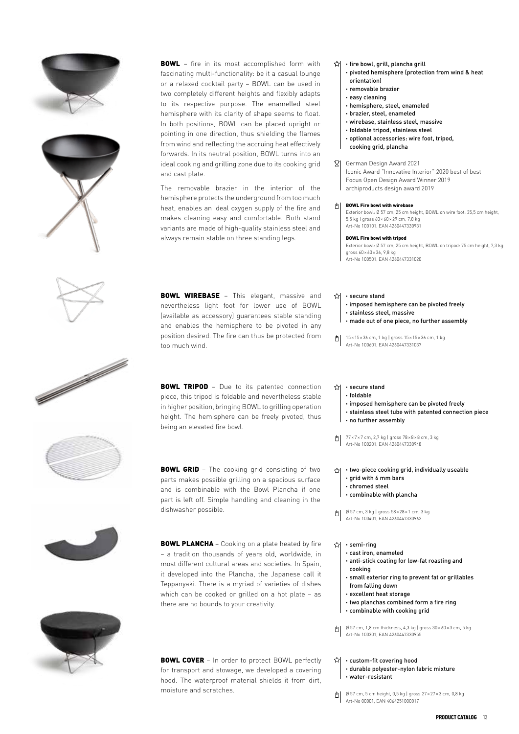**BOWL** – fire in its most accomplished form with fascinating multi-functionality: be it a casual lounge or a relaxed cocktail party – BOWL can be used in two completely different heights and flexibly adapts to its respective purpose. The enamelled steel hemisphere with its clarity of shape seems to float. In both positions, BOWL can be placed upright or pointing in one direction, thus shielding the flames from wind and reflecting the accruing heat effectively forwards. In its neutral position, BOWL turns into an ideal cooking and grilling zone due to its cooking grid and cast plate.

The removable brazier in the interior of the hemisphere protects the underground from too much heat, enables an ideal oxygen supply of the fire and makes cleaning easy and comfortable. Both stand variants are made of high-quality stainless steel and always remain stable on three standing legs.

- fire bowl, grill, plancha grill
- pivoted hemisphere (protection from wind & heat orientation)
- removable brazier
- easy cleaning
- hemisphere, steel, enameled
- brazier, steel, enameled
- wirebase, stainless steel, massive
- foldable tripod, stainless steel
- optional accessories: wire foot, tripod, cooking grid, plancha

German Design Award 2021
Iconic Award "Innovative Interior" 2020 best of best
Focus Open Design Award Winner 2019
archiproducts design award 2019

**BOWL Fire bowl with wirebase**
Exterior bowl: Ø 57 cm, 25 cm height, BOWL on wire foot: 35,5 cm height, 5,5 kg | gross 60 × 60 × 29 cm, 7,8 kg
Art-No 100101, EAN 4260447330931

**BOWL Fire bowl with tripod**
Exterior bowl: Ø 57 cm, 25 cm height, BOWL on tripod: 75 cm height, 7,3 kg gross 60 × 60 × 36, 9,8 kg
Art-No 100501, EAN 4260447331020

**BOWL WIREBASE** – This elegant, massive and nevertheless light foot for lower use of BOWL (available as accessory) guarantees stable standing and enables the hemisphere to be pivoted in any position desired. The fire can thus be protected from too much wind.

- secure stand
- imposed hemisphere can be pivoted freely
- stainless steel, massive
- made out of one piece, no further assembly

15 × 15 × 36 cm, 1 kg | gross 15 × 15 × 36 cm, 1 kg
Art-No 100601, EAN 4260447331037

**BOWL TRIPOD** – Due to its patented connection piece, this tripod is foldable and nevertheless stable in higher position, bringing BOWL to grilling operation height. The hemisphere can be freely pivoted, thus being an elevated fire bowl.

- secure stand
- foldable
- imposed hemisphere can be pivoted freely
- stainless steel tube with patented connection piece
- no further assembly

77 × 7 × 7 cm, 2,7 kg | gross 78 × 8 × 8 cm, 3 kg
Art-No 100201, EAN 4260447330948

**BOWL GRID** – The cooking grid consisting of two parts makes possible grilling on a spacious surface and is combinable with the Bowl Plancha if one part is left off. Simple handling and cleaning in the dishwasher possible.

- two-piece cooking grid, individually useable
- grid with 6 mm bars
- chromed steel
- combinable with plancha

Ø 57 cm, 3 kg | gross 58 × 28 × 1 cm, 3 kg
Art-No 100401, EAN 4260447330962

**BOWL PLANCHA** – Cooking on a plate heated by fire – a tradition thousands of years old, worldwide, in most different cultural areas and societies. In Spain, it developed into the Plancha, the Japanese call it Teppanyaki. There is a myriad of varieties of dishes which can be cooked or grilled on a hot plate – as there are no bounds to your creativity.

- semi-ring
- cast iron, enameled
- anti-stick coating for low-fat roasting and cooking
- small exterior ring to prevent fat or grillables from falling down
- excellent heat storage
- two planchas combined form a fire ring
- combinable with cooking grid

Ø 57 cm, 1,8 cm thickness, 4,3 kg | gross 30 × 60 × 3 cm, 5 kg
Art-No 100301, EAN 4260447330955

**BOWL COVER** – In order to protect BOWL perfectly for transport and stowage, we developed a covering hood. The waterproof material shields it from dirt, moisture and scratches.

- custom-fit covering hood
- durable polyester-nylon fabric mixture
- water-resistant

Ø 57 cm, 5 cm height, 0,5 kg | gross 27 × 27 × 3 cm, 0,8 kg
Art-No 00001, EAN 4064251000017